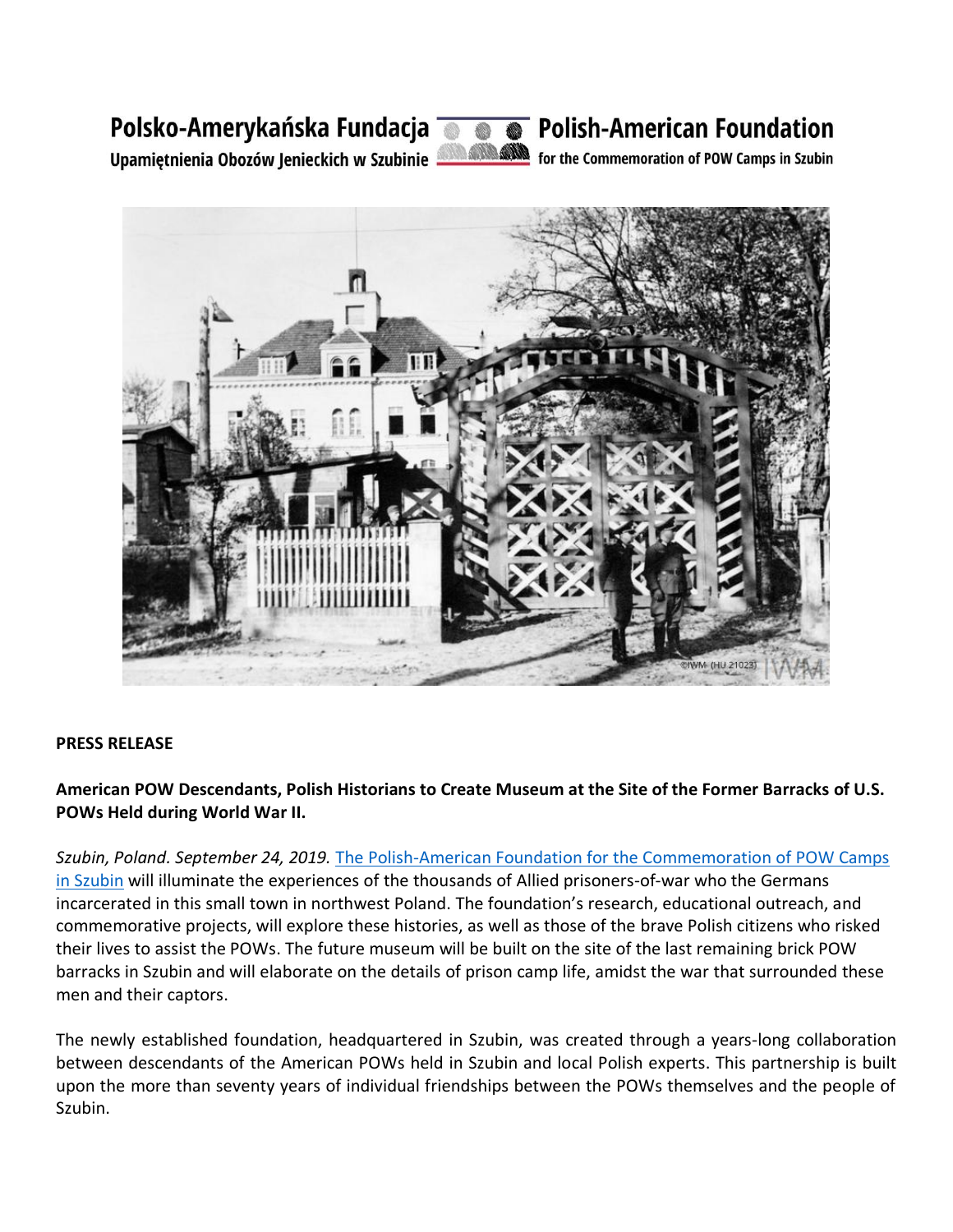Polsko-Amerykańska Fundacja Upamiętnienia Obozów Jenieckich w Szubinie

Polish-American Foundation for the Commemoration of POW Camps in Szubin

**PRESS RELEASE**

**American POW Descendants, Polish Historians to Create Museum at the Site of the Former Barracks of U.S. POWs Held during World War II.**

*Szubin, Poland. September 24, 2019.* The Polish-American Foundation for the Commemoration of POW Camps in Szubin will illuminate the experiences of the thousands of Allied prisoners-of-war who the Germans incarcerated in this small town in northwest Poland. The foundation's research, educational outreach, and commemorative projects, will explore these histories, as well as those of the brave Polish citizens who risked their lives to assist the POWs. The future museum will be built on the site of the last remaining brick POW barracks in Szubin and will elaborate on the details of prison camp life, amidst the war that surrounded these men and their captors.

The newly established foundation, headquartered in Szubin, was created through a years-long collaboration between descendants of the American POWs held in Szubin and local Polish experts. This partnership is built upon the more than seventy years of individual friendships between the POWs themselves and the people of Szubin.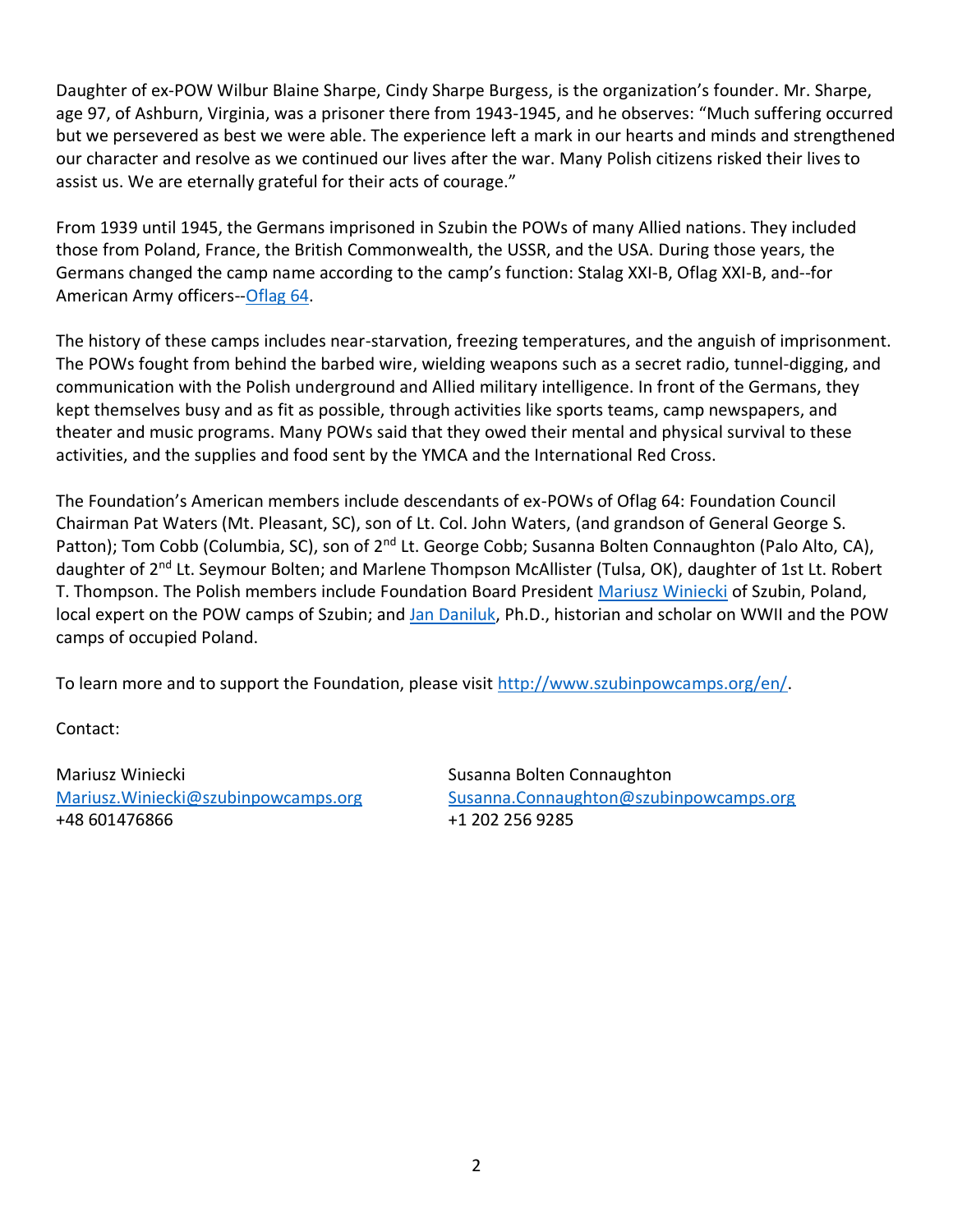Daughter of ex-POW Wilbur Blaine Sharpe, Cindy Sharpe Burgess, is the organization's founder. Mr. Sharpe, age 97, of Ashburn, Virginia, was a prisoner there from 1943-1945, and he observes: "Much suffering occurred but we persevered as best we were able. The experience left a mark in our hearts and minds and strengthened our character and resolve as we continued our lives after the war. Many Polish citizens risked their lives to assist us. We are eternally grateful for their acts of courage."

From 1939 until 1945, the Germans imprisoned in Szubin the POWs of many Allied nations. They included those from Poland, France, the British Commonwealth, the USSR, and the USA. During those years, the Germans changed the camp name according to the camp's function: Stalag XXI-B, Oflag XXI-B, and--for American Army officers--Oflag 64.

The history of these camps includes near-starvation, freezing temperatures, and the anguish of imprisonment. The POWs fought from behind the barbed wire, wielding weapons such as a secret radio, tunnel-digging, and communication with the Polish underground and Allied military intelligence. In front of the Germans, they kept themselves busy and as fit as possible, through activities like sports teams, camp newspapers, and theater and music programs. Many POWs said that they owed their mental and physical survival to these activities, and the supplies and food sent by the YMCA and the International Red Cross.

The Foundation's American members include descendants of ex-POWs of Oflag 64: Foundation Council Chairman Pat Waters (Mt. Pleasant, SC), son of Lt. Col. John Waters, (and grandson of General George S. Patton); Tom Cobb (Columbia, SC), son of 2nd Lt. George Cobb; Susanna Bolten Connaughton (Palo Alto, CA), daughter of 2nd Lt. Seymour Bolten; and Marlene Thompson McAllister (Tulsa, OK), daughter of 1st Lt. Robert T. Thompson. The Polish members include Foundation Board President Mariusz Winiecki of Szubin, Poland, local expert on the POW camps of Szubin; and Jan Daniluk, Ph.D., historian and scholar on WWII and the POW camps of occupied Poland.

To learn more and to support the Foundation, please visit http://www.szubinpowcamps.org/en/.

Contact:

Mariusz Winiecki
Mariusz.Winiecki@szubinpowcamps.org
+48 601476866

Susanna Bolten Connaughton
Susanna.Connaughton@szubinpowcamps.org
+1 202 256 9285